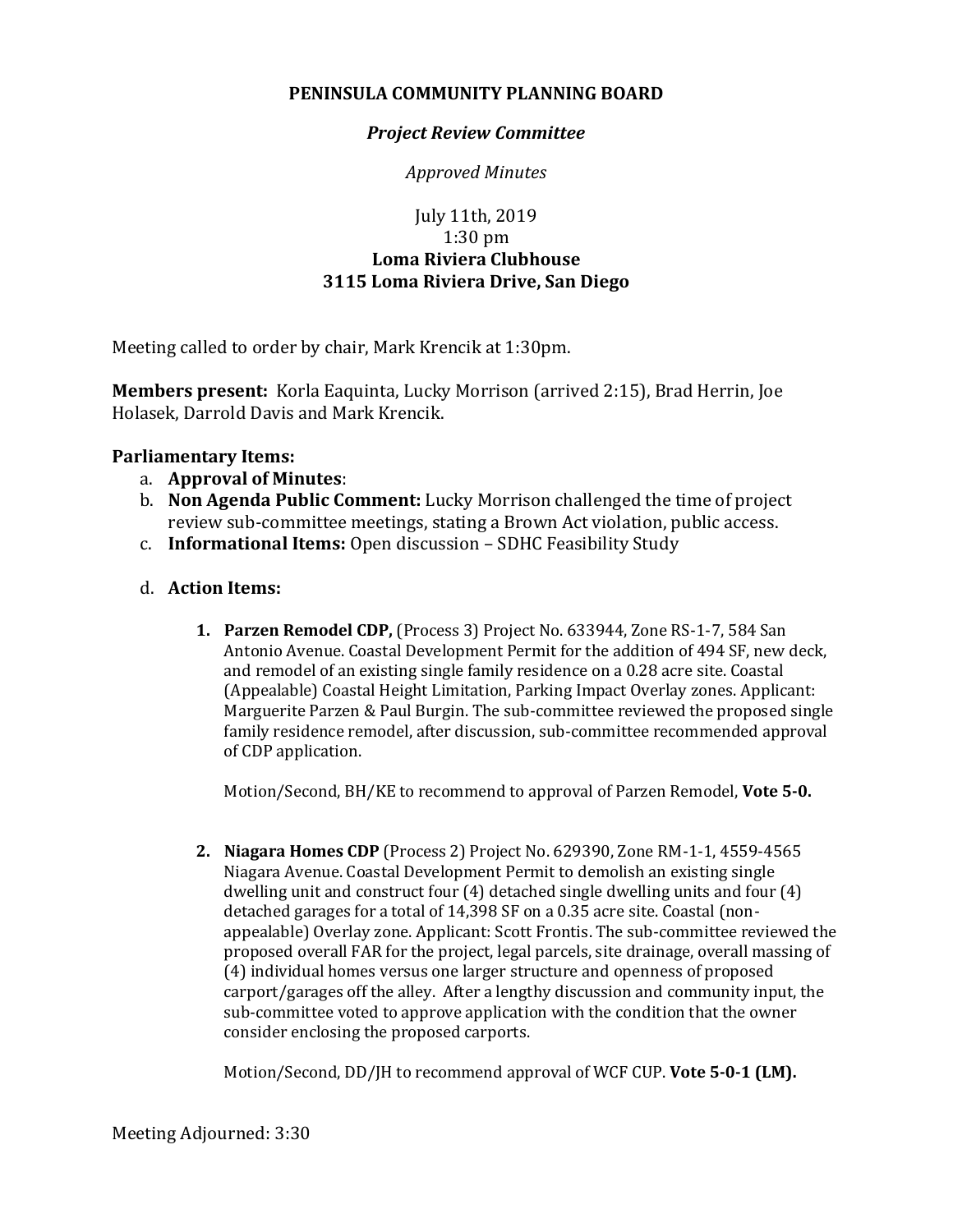# PENINSULA COMMUNITY PLANNING BOARD

## *Project Review Committee*

*Approved Minutes*

July 11th, 2019
1:30 pm
**Loma Riviera Clubhouse**
**3115 Loma Riviera Drive, San Diego**

Meeting called to order by chair, Mark Krencik at 1:30pm.

**Members present:** Korla Eaquinta, Lucky Morrison (arrived 2:15), Brad Herrin, Joe Holasek, Darrold Davis and Mark Krencik.

**Parliamentary Items:**

a. **Approval of Minutes**:
b. **Non Agenda Public Comment:** Lucky Morrison challenged the time of project review sub-committee meetings, stating a Brown Act violation, public access.
c. **Informational Items:** Open discussion – SDHC Feasibility Study
d. **Action Items:**

1. **Parzen Remodel CDP,** (Process 3) Project No. 633944, Zone RS-1-7, 584 San Antonio Avenue. Coastal Development Permit for the addition of 494 SF, new deck, and remodel of an existing single family residence on a 0.28 acre site. Coastal (Appealable) Coastal Height Limitation, Parking Impact Overlay zones. Applicant: Marguerite Parzen & Paul Burgin. The sub-committee reviewed the proposed single family residence remodel, after discussion, sub-committee recommended approval of CDP application.

   Motion/Second, BH/KE to recommend to approval of Parzen Remodel, **Vote 5-0.**

2. **Niagara Homes CDP** (Process 2) Project No. 629390, Zone RM-1-1, 4559-4565 Niagara Avenue. Coastal Development Permit to demolish an existing single dwelling unit and construct four (4) detached single dwelling units and four (4) detached garages for a total of 14,398 SF on a 0.35 acre site. Coastal (non-appealable) Overlay zone. Applicant: Scott Frontis. The sub-committee reviewed the proposed overall FAR for the project, legal parcels, site drainage, overall massing of (4) individual homes versus one larger structure and openness of proposed carport/garages off the alley. After a lengthy discussion and community input, the sub-committee voted to approve application with the condition that the owner consider enclosing the proposed carports.

   Motion/Second, DD/JH to recommend approval of WCF CUP. **Vote 5-0-1 (LM).**

Meeting Adjourned: 3:30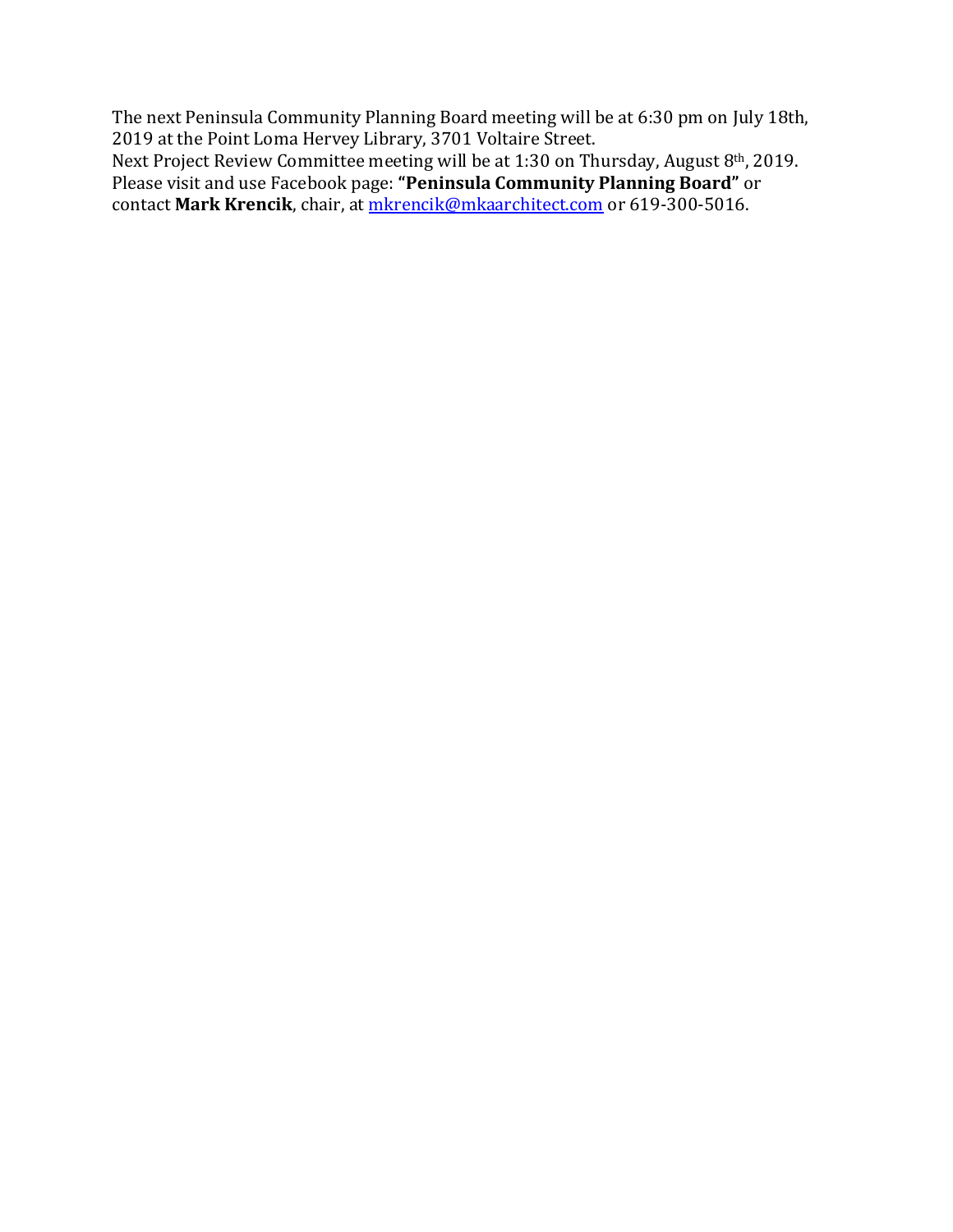The next Peninsula Community Planning Board meeting will be at 6:30 pm on July 18th, 2019 at the Point Loma Hervey Library, 3701 Voltaire Street.
Next Project Review Committee meeting will be at 1:30 on Thursday, August 8th, 2019.
Please visit and use Facebook page: **"Peninsula Community Planning Board"** or contact **Mark Krencik**, chair, at [mkrencik@mkaarchitect.com](mailto:mkrencik@mkaarchitect.com) or 619-300-5016.